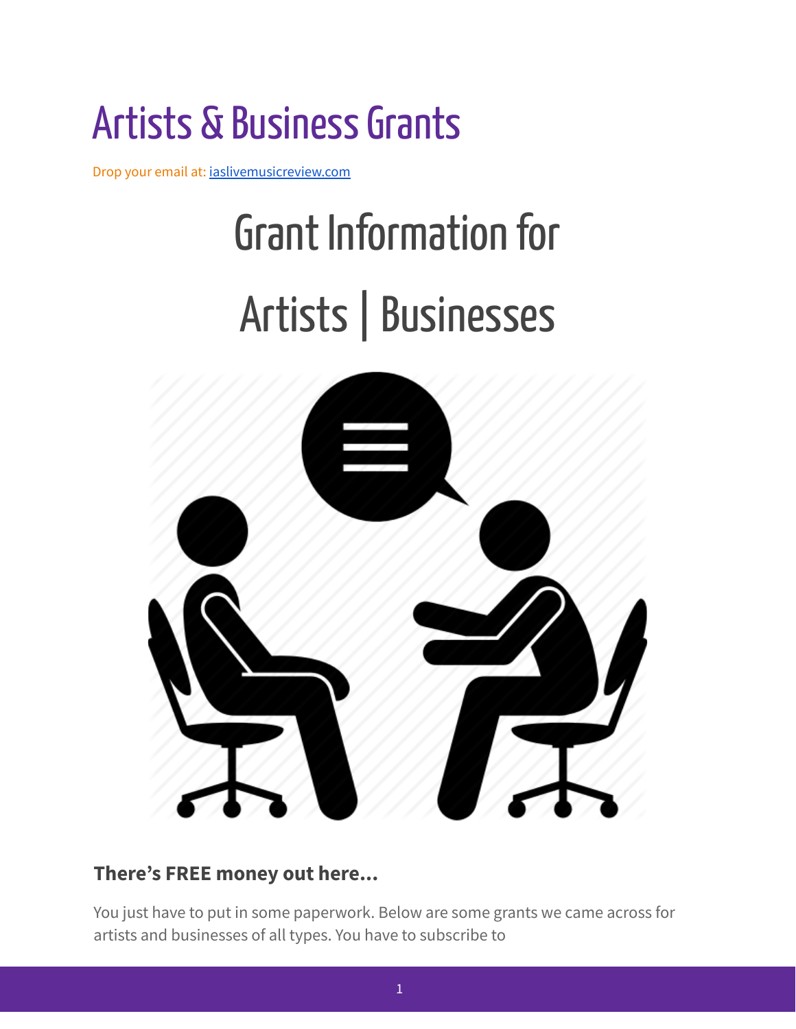# Artists & Business Grants

Drop your email at: [iaslivemusicreview.com](iaslivemusicreview.com)

## Grant Information for Artists | Businesses

**There's FREE money out here...**

You just have to put in some paperwork. Below are some grants we came across for artists and businesses of all types. You have to subscribe to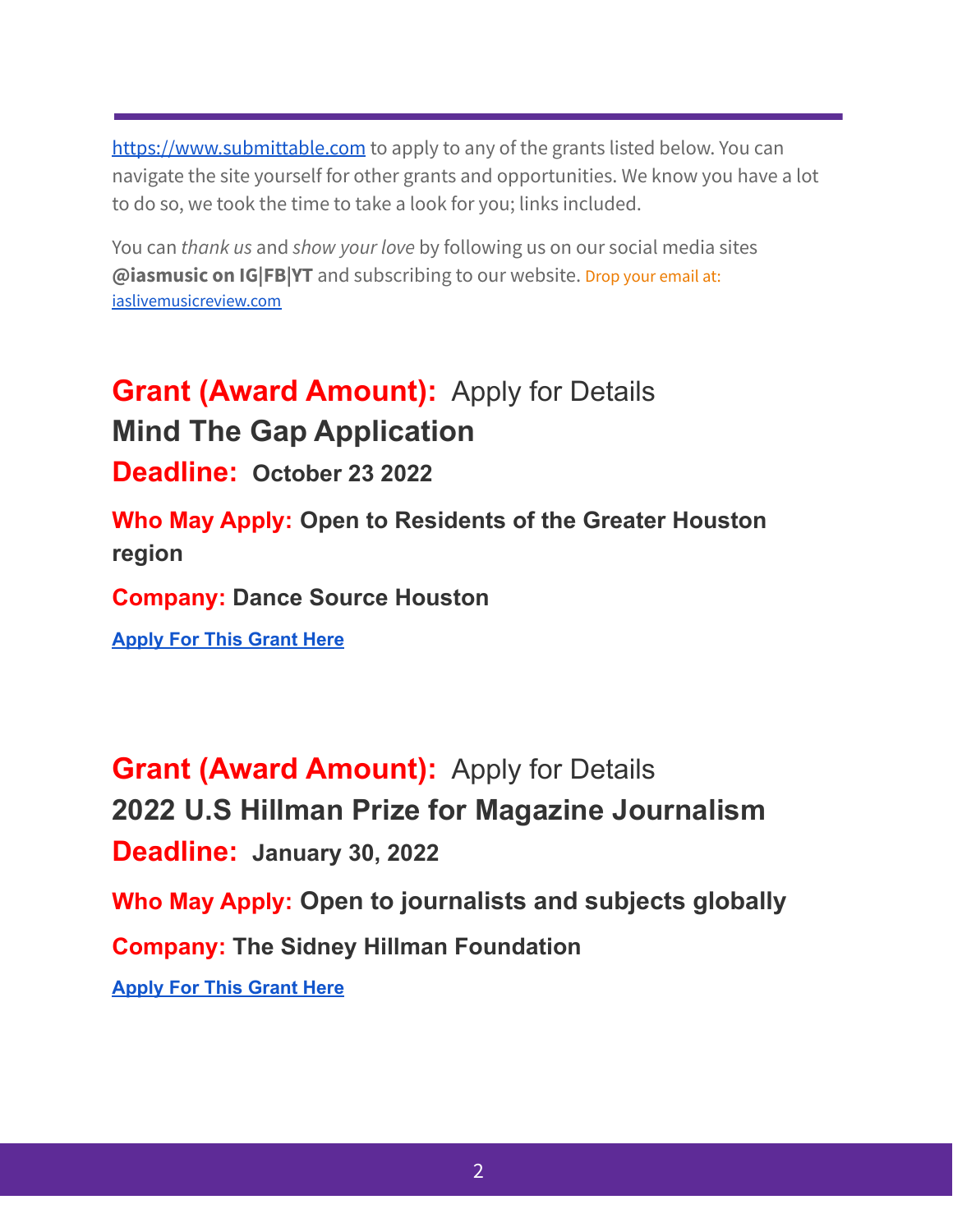[https://www.submittable.com](https://www.submittable.com) to apply to any of the grants listed below. You can navigate the site yourself for other grants and opportunities. We know you have a lot to do so, we took the time to take a look for you; links included.

You can *thank us* and *show your love* by following us on our social media sites **@iasmusic on IG|FB|YT** and subscribing to our website. Drop your email at: [iaslivemusicreview.com](iaslivemusicreview.com)

## Grant (Award Amount): Apply for Details

## Mind The Gap Application

## Deadline: October 23 2022

**Who May Apply: Open to Residents of the Greater Houston region**

**Company: Dance Source Houston**

**[Apply For This Grant Here]()**

## Grant (Award Amount): Apply for Details

## 2022 U.S Hillman Prize for Magazine Journalism

## Deadline: January 30, 2022

**Who May Apply: Open to journalists and subjects globally**

**Company: The Sidney Hillman Foundation**

**[Apply For This Grant Here]()**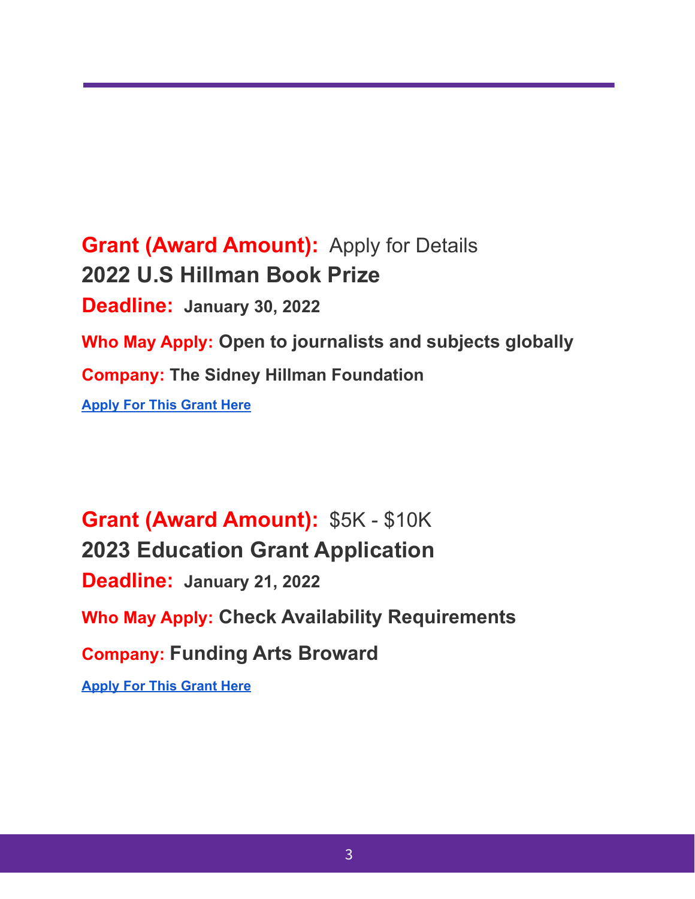**Grant (Award Amount):** Apply for Details

**2022 U.S Hillman Book Prize**

**Deadline:** **January 30, 2022**

**Who May Apply:** **Open to journalists and subjects globally**

**Company:** **The Sidney Hillman Foundation**

**Apply For This Grant Here**

**Grant (Award Amount):** $5K - $10K

**2023 Education Grant Application**

**Deadline:** **January 21, 2022**

**Who May Apply:** **Check Availability Requirements**

**Company:** **Funding Arts Broward**

**Apply For This Grant Here**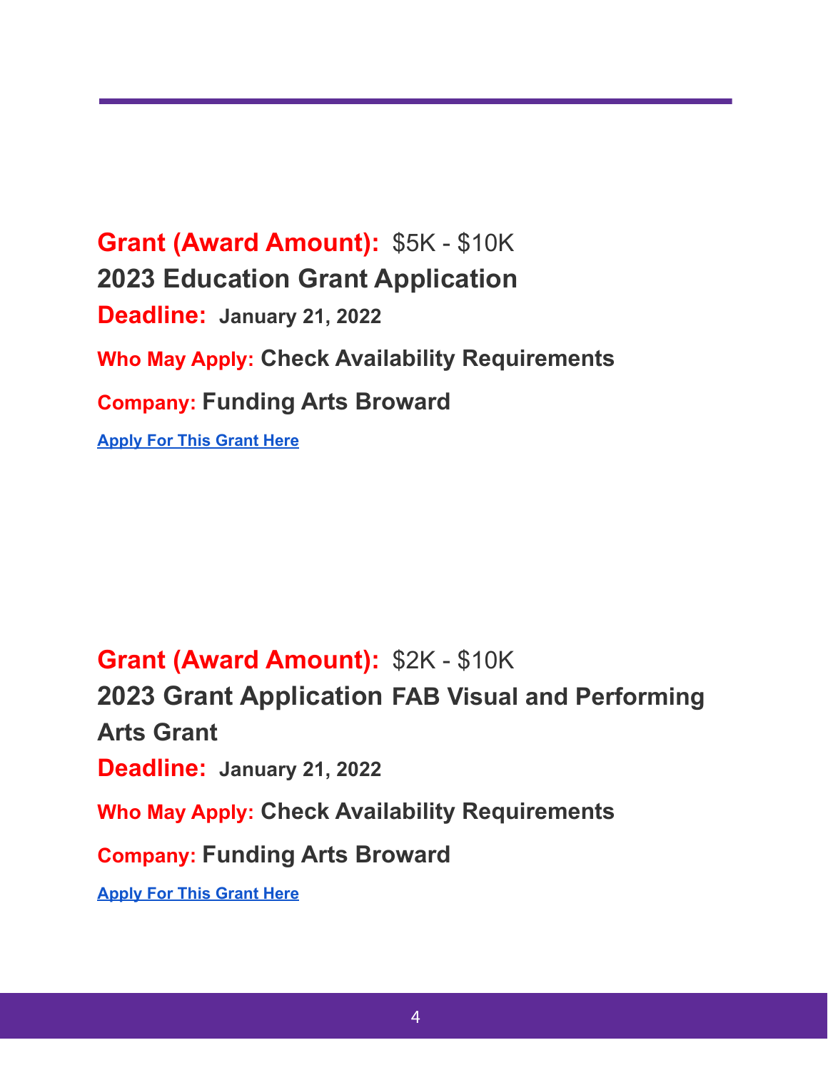**Grant (Award Amount):** $5K - $10K

**2023 Education Grant Application**

**Deadline:** **January 21, 2022**

**Who May Apply:** **Check Availability Requirements**

**Company:** **Funding Arts Broward**

**Apply For This Grant Here**

**Grant (Award Amount):** $2K - $10K

**2023 Grant Application FAB Visual and Performing Arts Grant**

**Deadline:** **January 21, 2022**

**Who May Apply:** **Check Availability Requirements**

**Company:** **Funding Arts Broward**

**Apply For This Grant Here**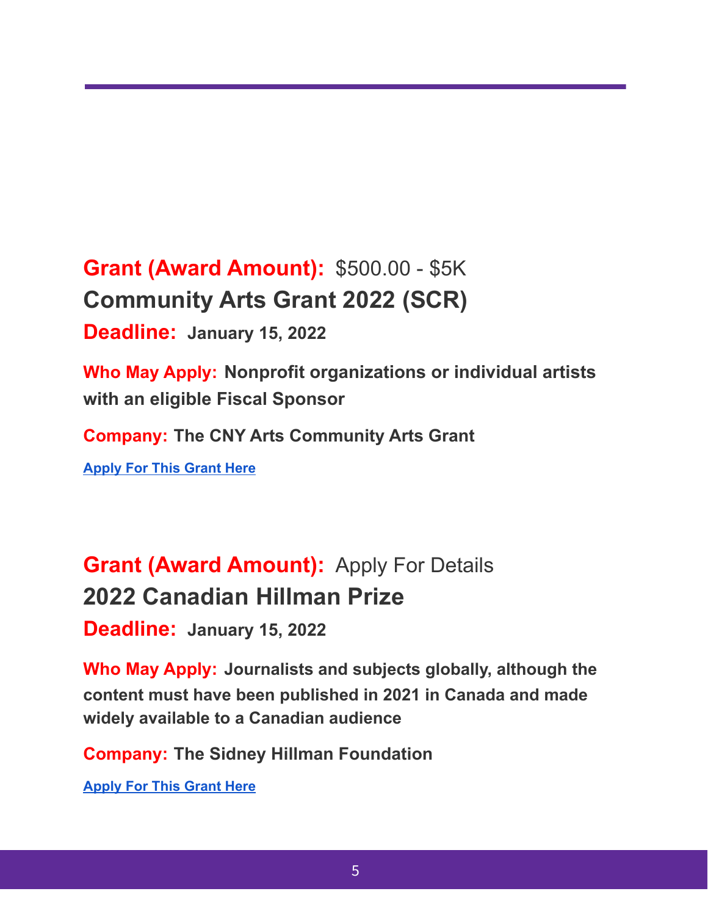**Grant (Award Amount):** $500.00 - $5K

## Community Arts Grant 2022 (SCR)

**Deadline:** **January 15, 2022**

**Who May Apply:** **Nonprofit organizations or individual artists with an eligible Fiscal Sponsor**

**Company:** **The CNY Arts Community Arts Grant**

**Apply For This Grant Here**

**Grant (Award Amount):** Apply For Details

## 2022 Canadian Hillman Prize

**Deadline:** **January 15, 2022**

**Who May Apply:** **Journalists and subjects globally, although the content must have been published in 2021 in Canada and made widely available to a Canadian audience**

**Company:** **The Sidney Hillman Foundation**

**Apply For This Grant Here**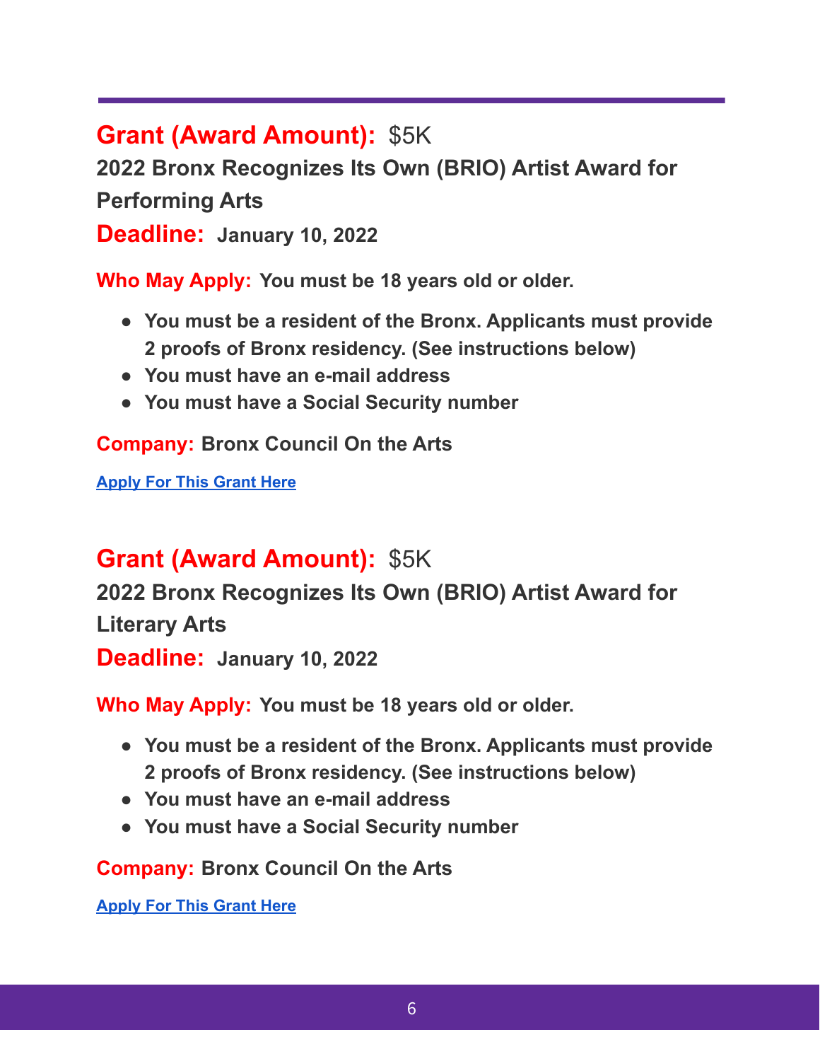**Grant (Award Amount):** $5K

**2022 Bronx Recognizes Its Own (BRIO) Artist Award for Performing Arts**

**Deadline:** **January 10, 2022**

**Who May Apply:** **You must be 18 years old or older.**

- **You must be a resident of the Bronx. Applicants must provide 2 proofs of Bronx residency. (See instructions below)**
- **You must have an e-mail address**
- **You must have a Social Security number**

**Company:** **Bronx Council On the Arts**

**Apply For This Grant Here**

**Grant (Award Amount):** $5K

**2022 Bronx Recognizes Its Own (BRIO) Artist Award for Literary Arts**

**Deadline:** **January 10, 2022**

**Who May Apply:** **You must be 18 years old or older.**

- **You must be a resident of the Bronx. Applicants must provide 2 proofs of Bronx residency. (See instructions below)**
- **You must have an e-mail address**
- **You must have a Social Security number**

**Company:** **Bronx Council On the Arts**

**Apply For This Grant Here**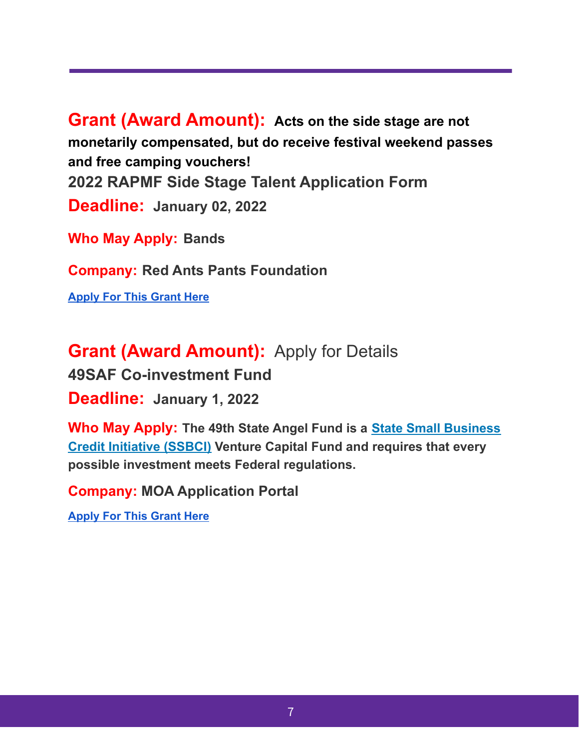**Grant (Award Amount):** **Acts on the side stage are not monetarily compensated, but do receive festival weekend passes and free camping vouchers!**

**2022 RAPMF Side Stage Talent Application Form**

**Deadline:** **January 02, 2022**

**Who May Apply:** **Bands**

**Company:** **Red Ants Pants Foundation**

**Apply For This Grant Here**

**Grant (Award Amount):** Apply for Details

**49SAF Co-investment Fund**

**Deadline:** **January 1, 2022**

**Who May Apply:** **The 49th State Angel Fund is a State Small Business Credit Initiative (SSBCI) Venture Capital Fund and requires that every possible investment meets Federal regulations.**

**Company:** **MOA Application Portal**

**Apply For This Grant Here**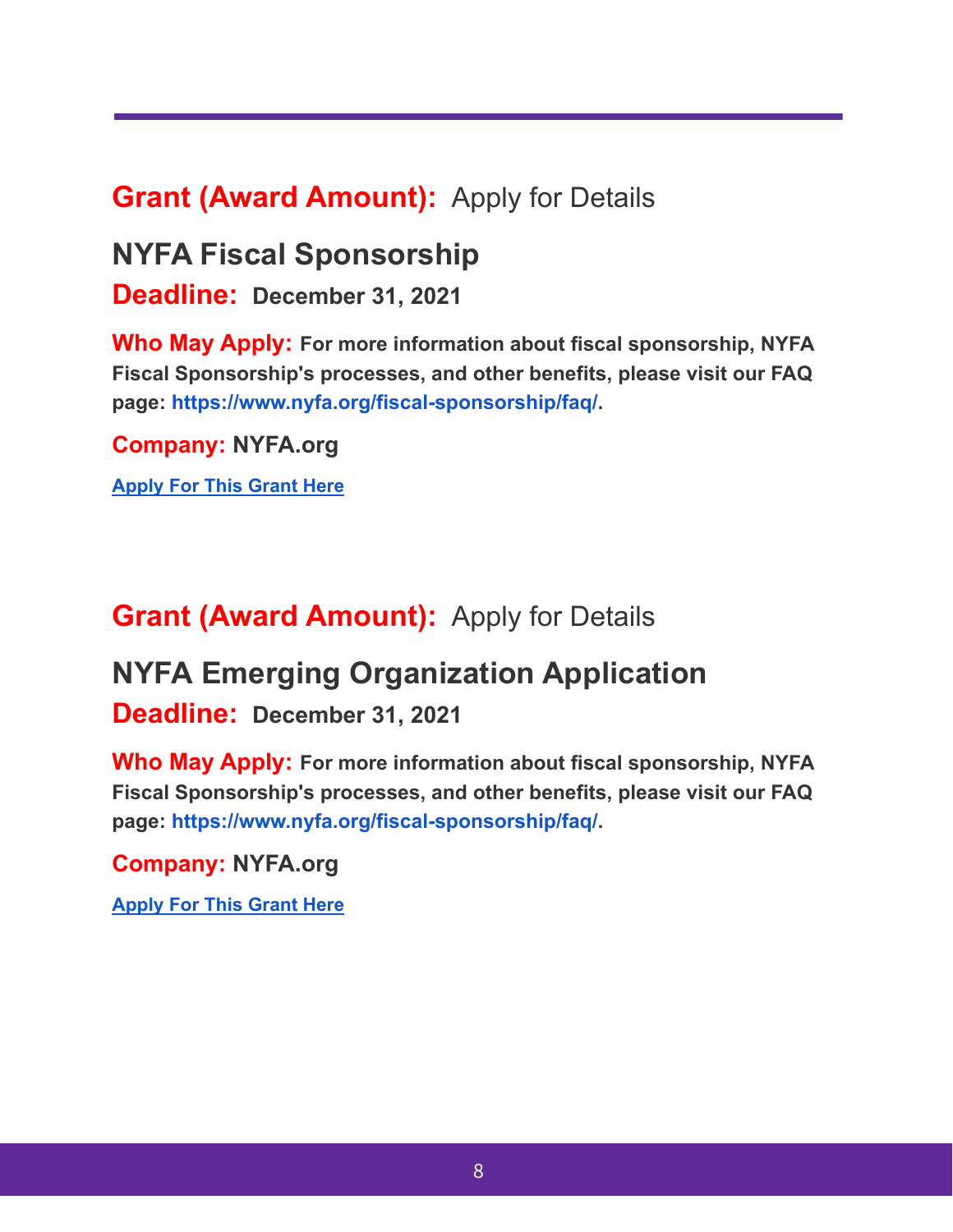**Grant (Award Amount):** Apply for Details

## NYFA Fiscal Sponsorship

**Deadline:** **December 31, 2021**

**Who May Apply:** **For more information about fiscal sponsorship, NYFA Fiscal Sponsorship's processes, and other benefits, please visit our FAQ page: https://www.nyfa.org/fiscal-sponsorship/faq/.**

**Company:** **NYFA.org**

**Apply For This Grant Here**

**Grant (Award Amount):** Apply for Details

## NYFA Emerging Organization Application

**Deadline:** **December 31, 2021**

**Who May Apply:** **For more information about fiscal sponsorship, NYFA Fiscal Sponsorship's processes, and other benefits, please visit our FAQ page: https://www.nyfa.org/fiscal-sponsorship/faq/.**

**Company:** **NYFA.org**

**Apply For This Grant Here**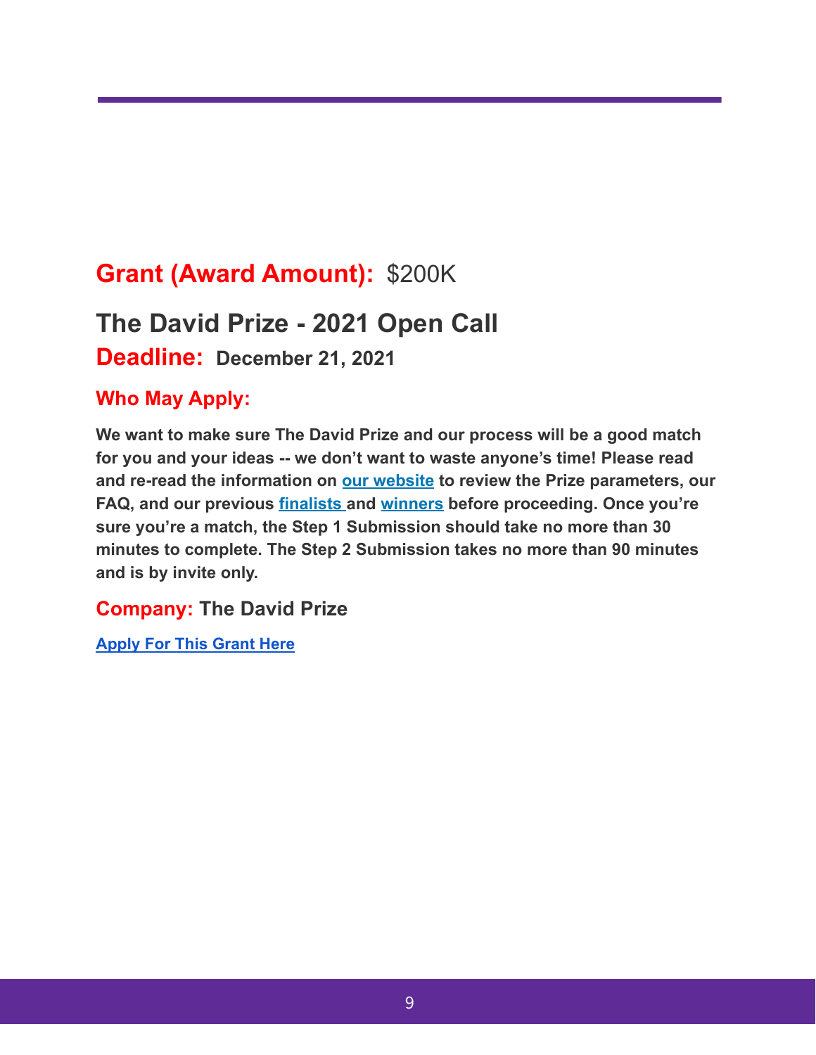**Grant (Award Amount):** $200K

## The David Prize - 2021 Open Call

**Deadline:** **December 21, 2021**

### Who May Apply:

**We want to make sure The David Prize and our process will be a good match for you and your ideas -- we don't want to waste anyone's time! Please read and re-read the information on our website to review the Prize parameters, our FAQ, and our previous finalists and winners before proceeding. Once you're sure you're a match, the Step 1 Submission should take no more than 30 minutes to complete. The Step 2 Submission takes no more than 90 minutes and is by invite only.**

**Company:** **The David Prize**

**Apply For This Grant Here**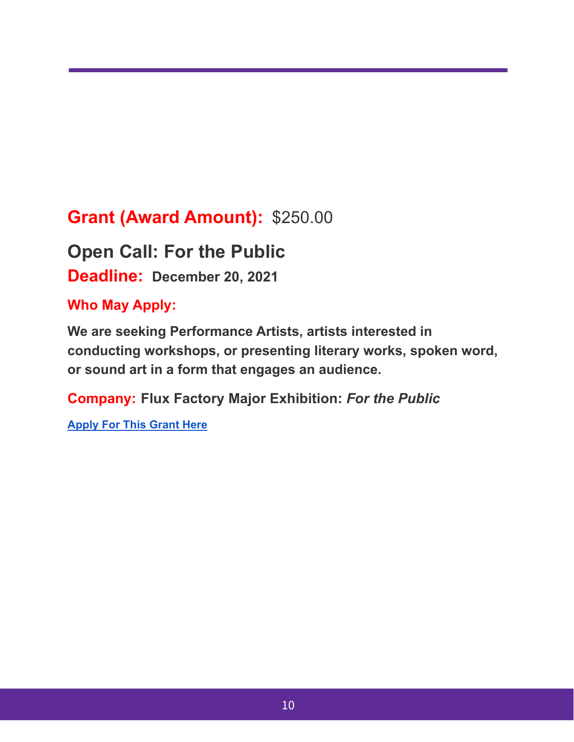**Grant (Award Amount):** $250.00

## Open Call: For the Public

**Deadline:** **December 20, 2021**

**Who May Apply:**

**We are seeking Performance Artists, artists interested in conducting workshops, or presenting literary works, spoken word, or sound art in a form that engages an audience.**

**Company:** **Flux Factory Major Exhibition: *For the Public***

**Apply For This Grant Here**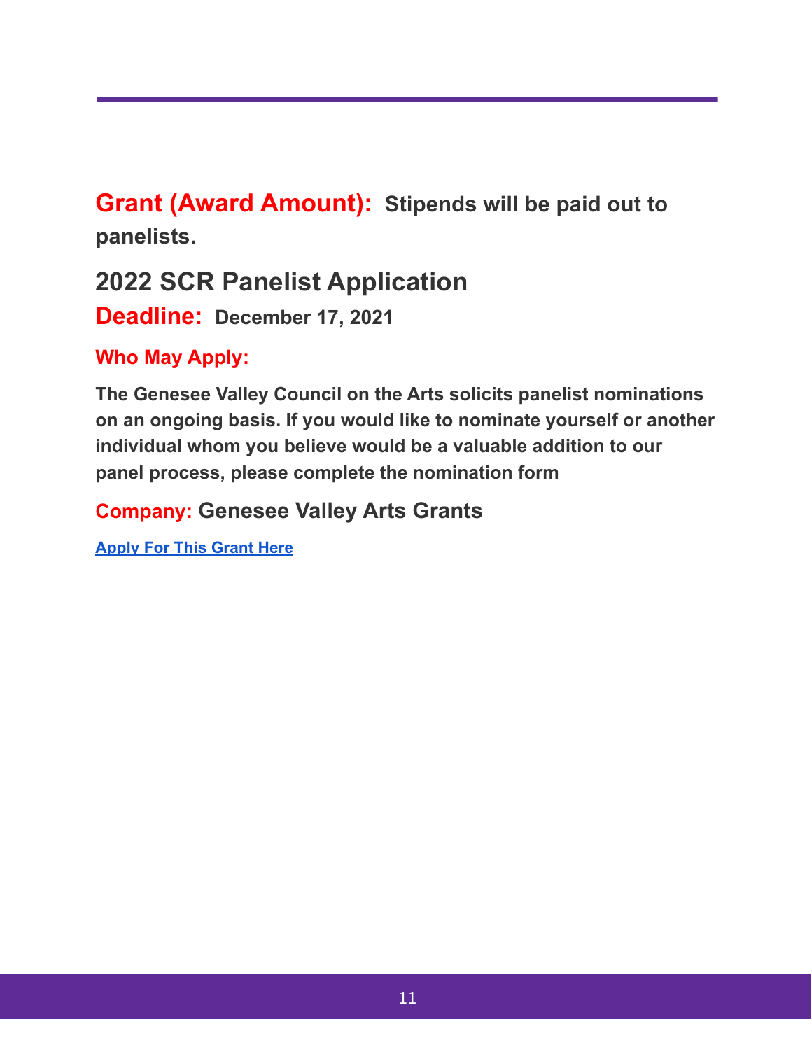**Grant (Award Amount):** **Stipends will be paid out to panelists.**

## 2022 SCR Panelist Application

**Deadline:** **December 17, 2021**

**Who May Apply:**

**The Genesee Valley Council on the Arts solicits panelist nominations on an ongoing basis. If you would like to nominate yourself or another individual whom you believe would be a valuable addition to our panel process, please complete the nomination form**

**Company:** **Genesee Valley Arts Grants**

**Apply For This Grant Here**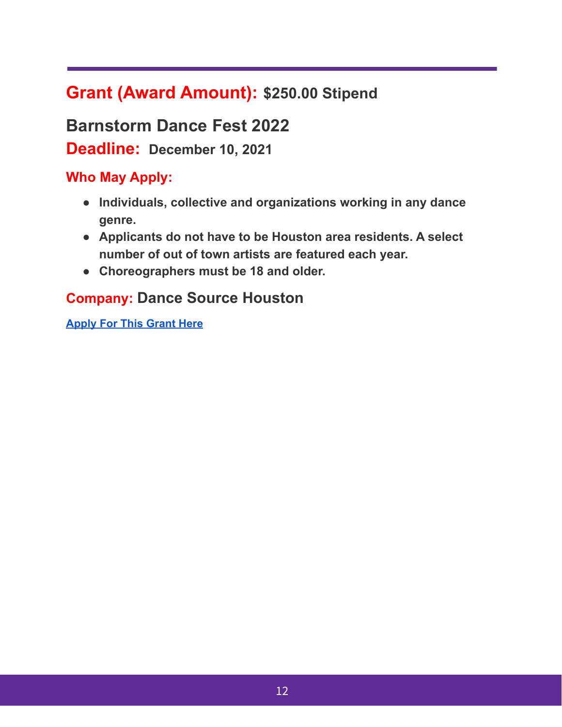## **Grant (Award Amount):** $250.00 Stipend

## Barnstorm Dance Fest 2022

## **Deadline:** December 10, 2021

### Who May Apply:

- **Individuals, collective and organizations working in any dance genre.**
- **Applicants do not have to be Houston area residents. A select number of out of town artists are featured each year.**
- **Choreographers must be 18 and older.**

### **Company:** Dance Source Houston

**Apply For This Grant Here**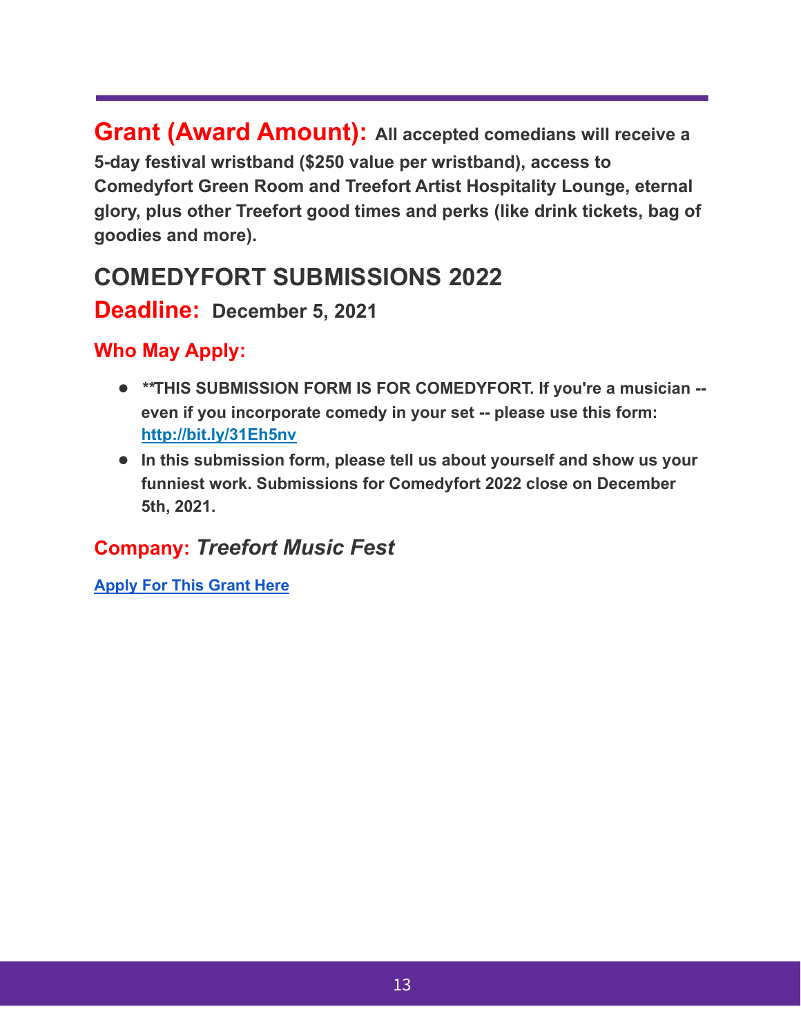**Grant (Award Amount): All accepted comedians will receive a 5-day festival wristband ($250 value per wristband), access to Comedyfort Green Room and Treefort Artist Hospitality Lounge, eternal glory, plus other Treefort good times and perks (like drink tickets, bag of goodies and more).**

## COMEDYFORT SUBMISSIONS 2022

**Deadline: December 5, 2021**

### Who May Apply:

- **\*\*THIS SUBMISSION FORM IS FOR COMEDYFORT. If you're a musician -- even if you incorporate comedy in your set -- please use this form: [http://bit.ly/31Eh5nv](http://bit.ly/31Eh5nv)**
- **In this submission form, please tell us about yourself and show us your funniest work. Submissions for Comedyfort 2022 close on December 5th, 2021.**

### Company: *Treefort Music Fest*

**Apply For This Grant Here**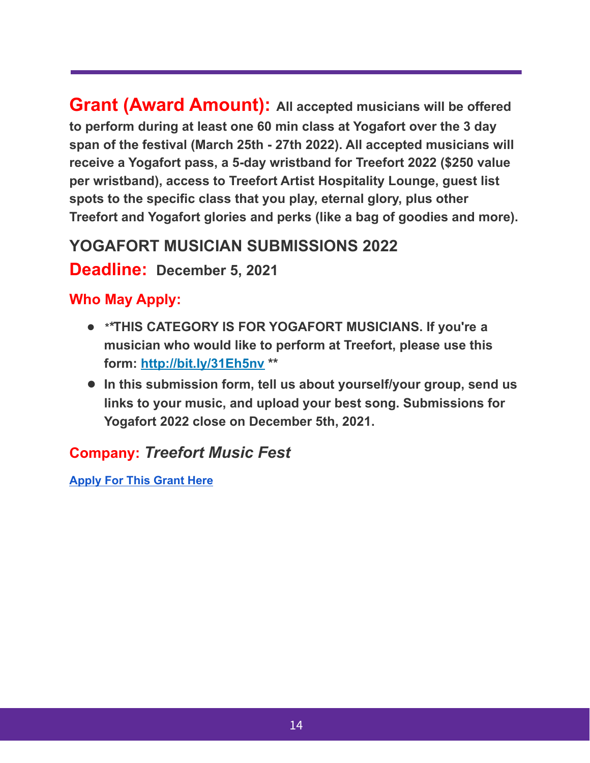**Grant (Award Amount):** **All accepted musicians will be offered to perform during at least one 60 min class at Yogafort over the 3 day span of the festival (March 25th - 27th 2022). All accepted musicians will receive a Yogafort pass, a 5-day wristband for Treefort 2022 ($250 value per wristband), access to Treefort Artist Hospitality Lounge, guest list spots to the specific class that you play, eternal glory, plus other Treefort and Yogafort glories and perks (like a bag of goodies and more).**

## YOGAFORT MUSICIAN SUBMISSIONS 2022

**Deadline:** **December 5, 2021**

### Who May Apply:

- **\*\*THIS CATEGORY IS FOR YOGAFORT MUSICIANS. If you're a musician who would like to perform at Treefort, please use this form: [http://bit.ly/31Eh5nv](http://bit.ly/31Eh5nv) \*\***
- **In this submission form, tell us about yourself/your group, send us links to your music, and upload your best song. Submissions for Yogafort 2022 close on December 5th, 2021.**

### Company: *Treefort Music Fest*

**[Apply For This Grant Here]()**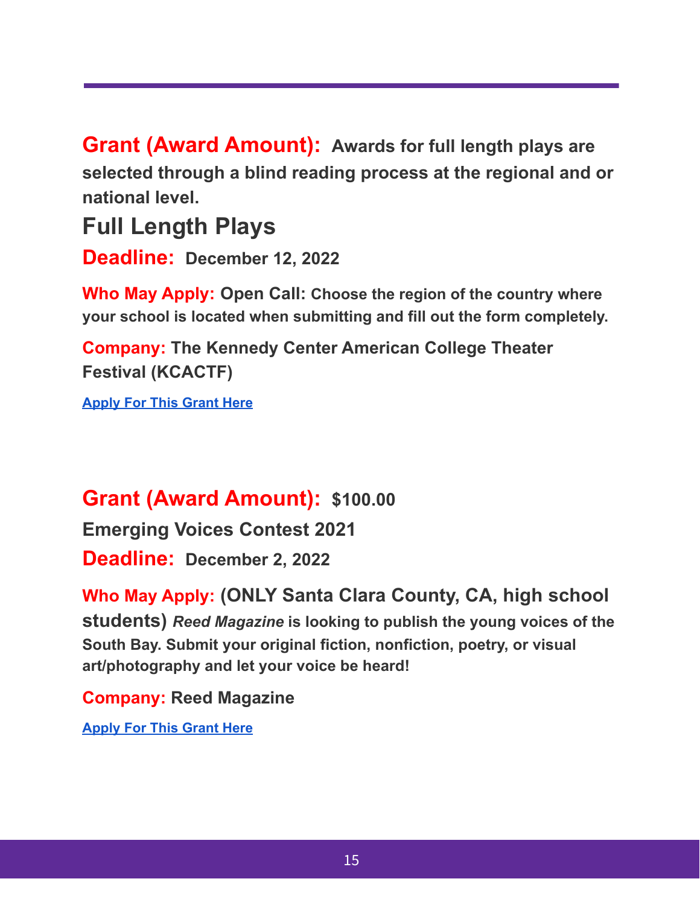---

**Grant (Award Amount):** **Awards for full length plays are selected through a blind reading process at the regional and or national level.**

## Full Length Plays

**Deadline:** **December 12, 2022**

**Who May Apply:** **Open Call: Choose the region of the country where your school is located when submitting and fill out the form completely.**

**Company:** **The Kennedy Center American College Theater Festival (KCACTF)**

**Apply For This Grant Here**

**Grant (Award Amount):** **$100.00**

**Emerging Voices Contest 2021**

**Deadline:** **December 2, 2022**

**Who May Apply:** **(ONLY Santa Clara County, CA, high school students)** ***Reed Magazine*** **is looking to publish the young voices of the South Bay. Submit your original fiction, nonfiction, poetry, or visual art/photography and let your voice be heard!**

**Company:** **Reed Magazine**

**Apply For This Grant Here**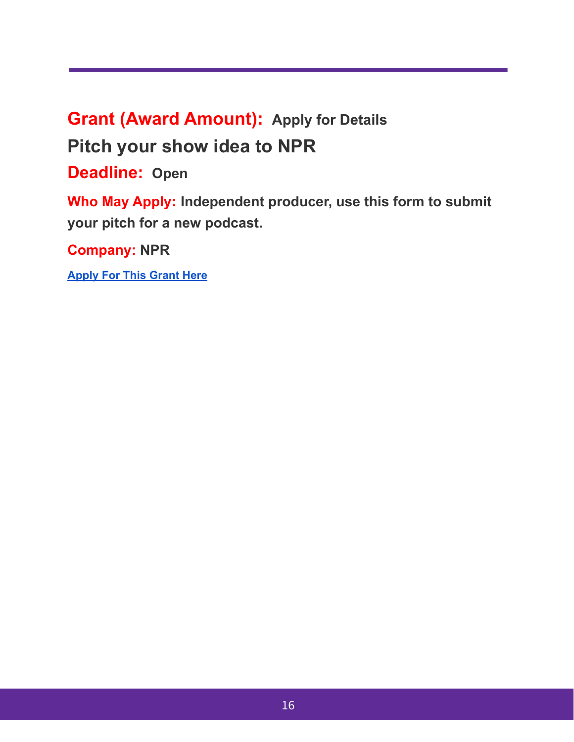**Grant (Award Amount):** **Apply for Details**

## Pitch your show idea to NPR

**Deadline:** **Open**

**Who May Apply:** **Independent producer, use this form to submit your pitch for a new podcast.**

**Company:** **NPR**

**Apply For This Grant Here**